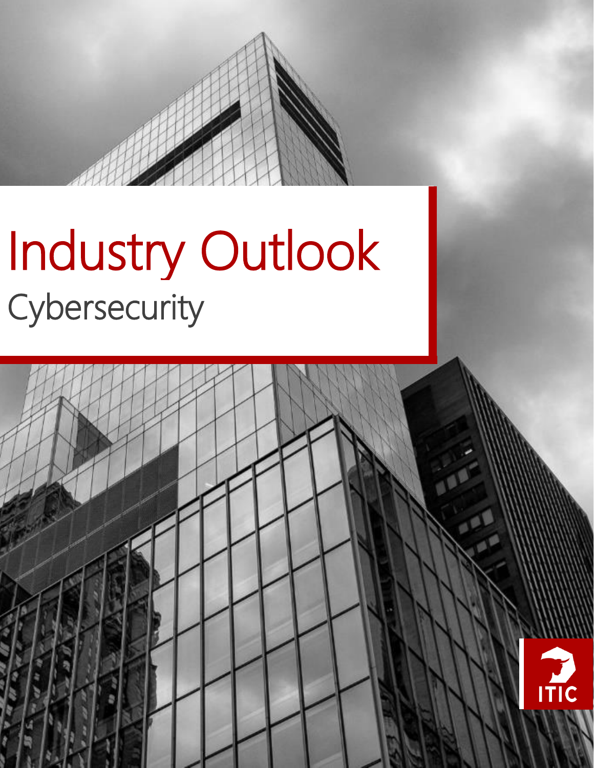# Industry Outlook

## Cybersecurity

ITIC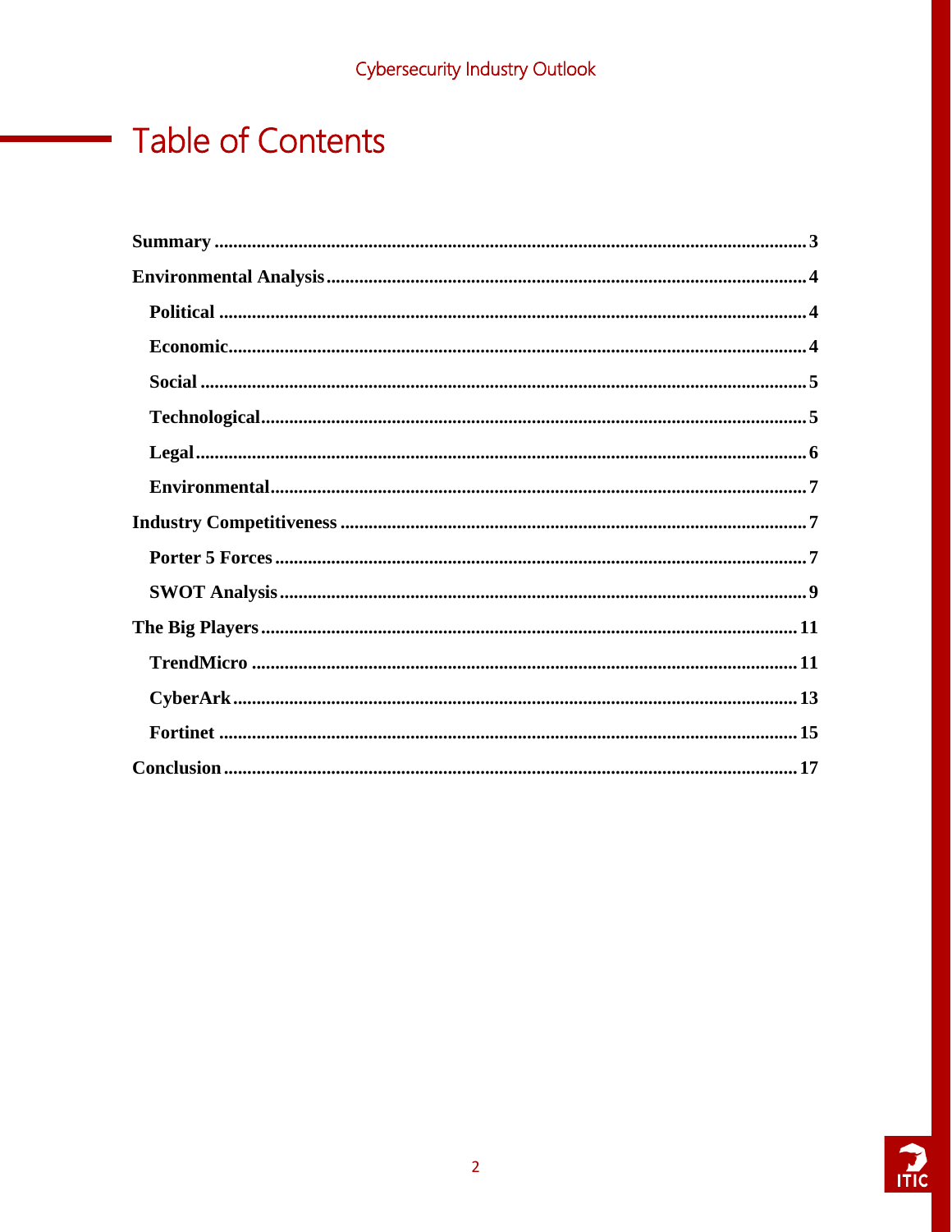# Table of Contents

**Summary** ............................................................................................................ 3

**Environmental Analysis** ..................................................................................... 4

- **Political** ............................................................................................................ 4
- **Economic** .......................................................................................................... 4
- **Social** ................................................................................................................ 5
- **Technological** .................................................................................................... 5
- **Legal** ................................................................................................................. 6
- **Environmental** .................................................................................................. 7

**Industry Competitiveness** ................................................................................... 7

- **Porter 5 Forces** ................................................................................................. 7
- **SWOT Analysis** ................................................................................................. 9

**The Big Players** .................................................................................................. 11

- **TrendMicro** ...................................................................................................... 11
- **CyberArk** ......................................................................................................... 13
- **Fortinet** ........................................................................................................... 15

**Conclusion** ........................................................................................................ 17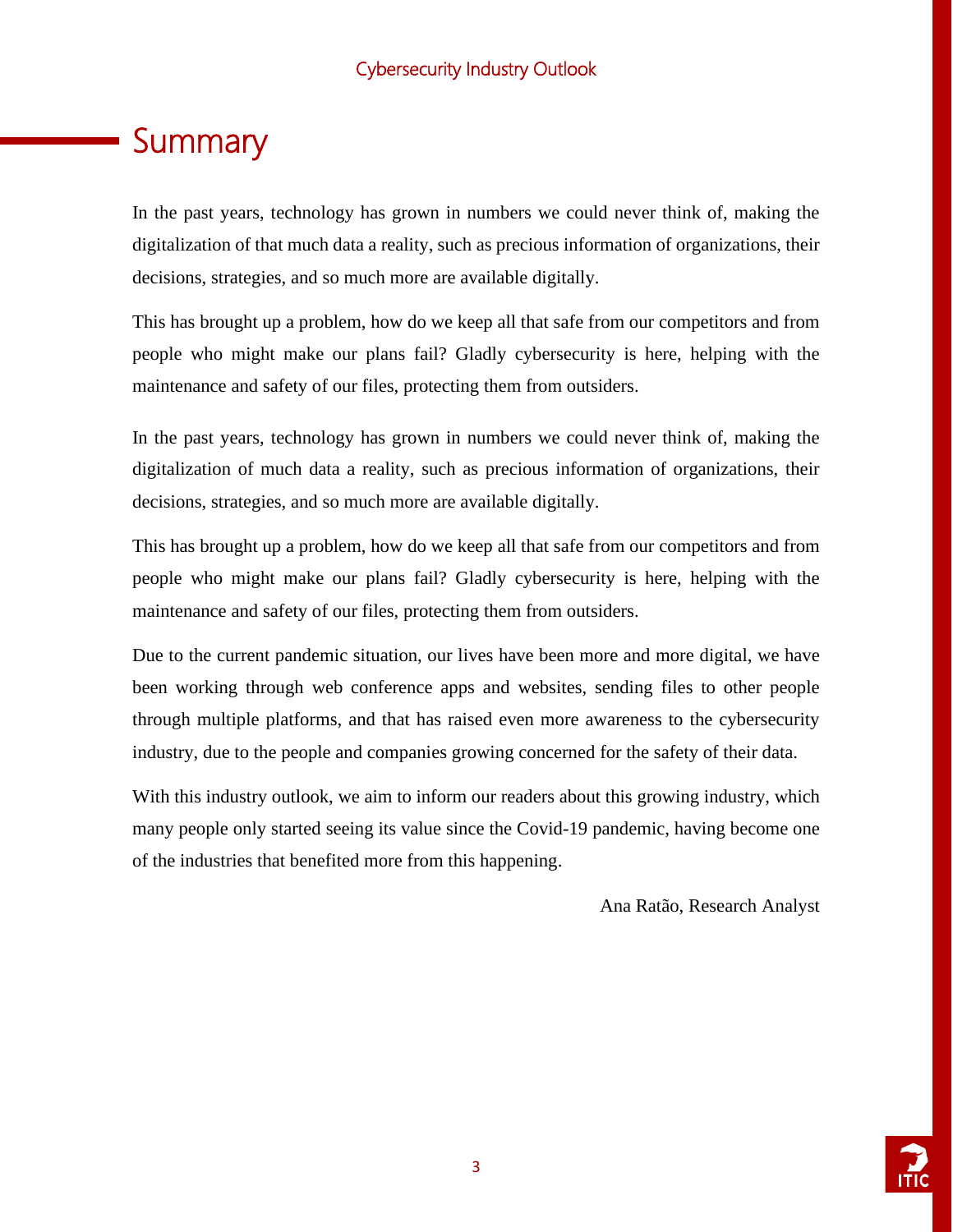# Summary

In the past years, technology has grown in numbers we could never think of, making the digitalization of that much data a reality, such as precious information of organizations, their decisions, strategies, and so much more are available digitally.

This has brought up a problem, how do we keep all that safe from our competitors and from people who might make our plans fail? Gladly cybersecurity is here, helping with the maintenance and safety of our files, protecting them from outsiders.

In the past years, technology has grown in numbers we could never think of, making the digitalization of much data a reality, such as precious information of organizations, their decisions, strategies, and so much more are available digitally.

This has brought up a problem, how do we keep all that safe from our competitors and from people who might make our plans fail? Gladly cybersecurity is here, helping with the maintenance and safety of our files, protecting them from outsiders.

Due to the current pandemic situation, our lives have been more and more digital, we have been working through web conference apps and websites, sending files to other people through multiple platforms, and that has raised even more awareness to the cybersecurity industry, due to the people and companies growing concerned for the safety of their data.

With this industry outlook, we aim to inform our readers about this growing industry, which many people only started seeing its value since the Covid-19 pandemic, having become one of the industries that benefited more from this happening.

Ana Ratão, Research Analyst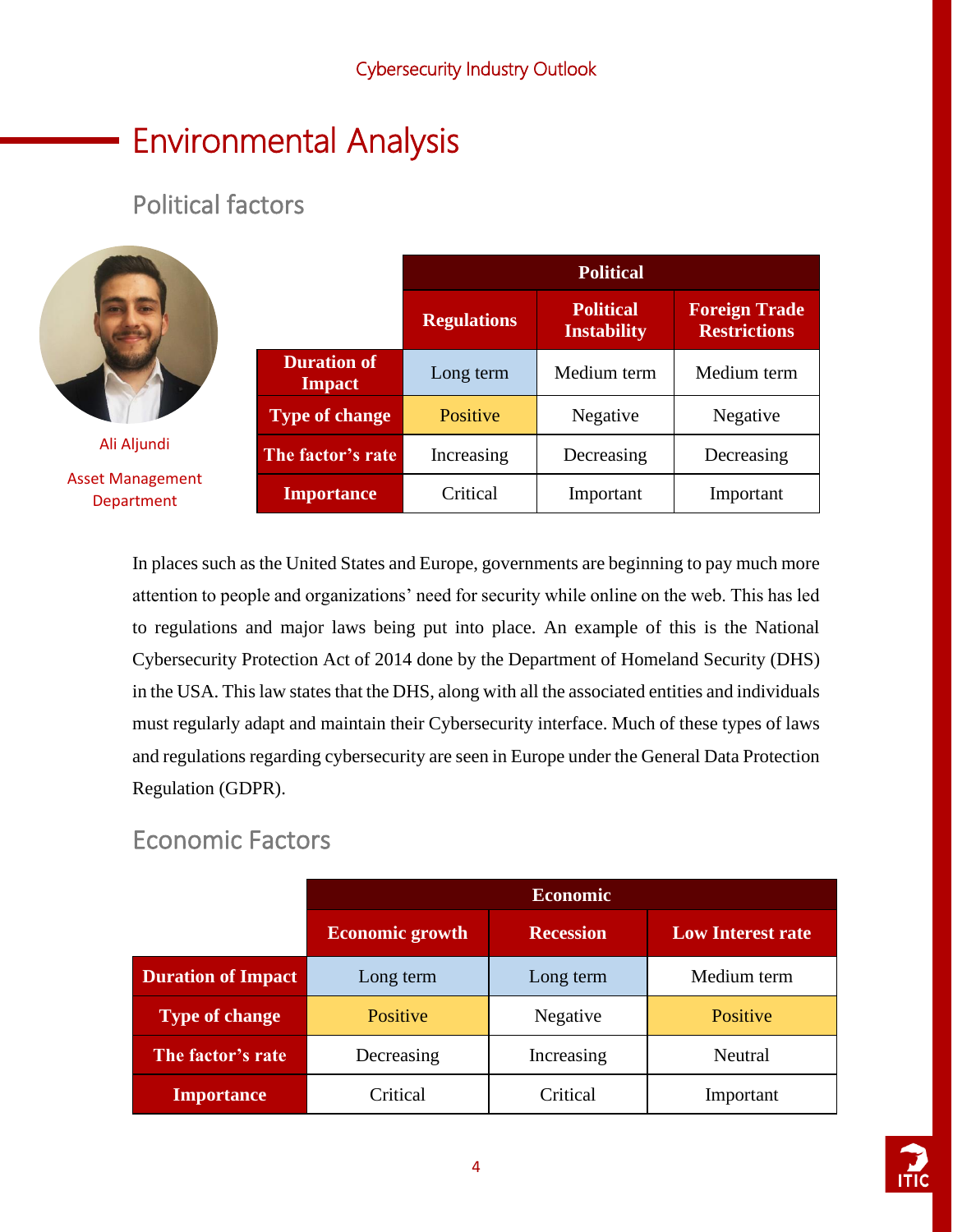# Environmental Analysis

## Political factors

Ali Aljundi

Asset Management Department

| | Political | | |
|---|---|---|---|
| | Regulations | Political Instability | Foreign Trade Restrictions |
| **Duration of Impact** | Long term | Medium term | Medium term |
| **Type of change** | Positive | Negative | Negative |
| **The factor's rate** | Increasing | Decreasing | Decreasing |
| **Importance** | Critical | Important | Important |

In places such as the United States and Europe, governments are beginning to pay much more attention to people and organizations' need for security while online on the web. This has led to regulations and major laws being put into place. An example of this is the National Cybersecurity Protection Act of 2014 done by the Department of Homeland Security (DHS) in the USA. This law states that the DHS, along with all the associated entities and individuals must regularly adapt and maintain their Cybersecurity interface. Much of these types of laws and regulations regarding cybersecurity are seen in Europe under the General Data Protection Regulation (GDPR).

## Economic Factors

| | Economic | | |
|---|---|---|---|
| | Economic growth | Recession | Low Interest rate |
| **Duration of Impact** | Long term | Long term | Medium term |
| **Type of change** | Positive | Negative | Positive |
| **The factor's rate** | Decreasing | Increasing | Neutral |
| **Importance** | Critical | Critical | Important |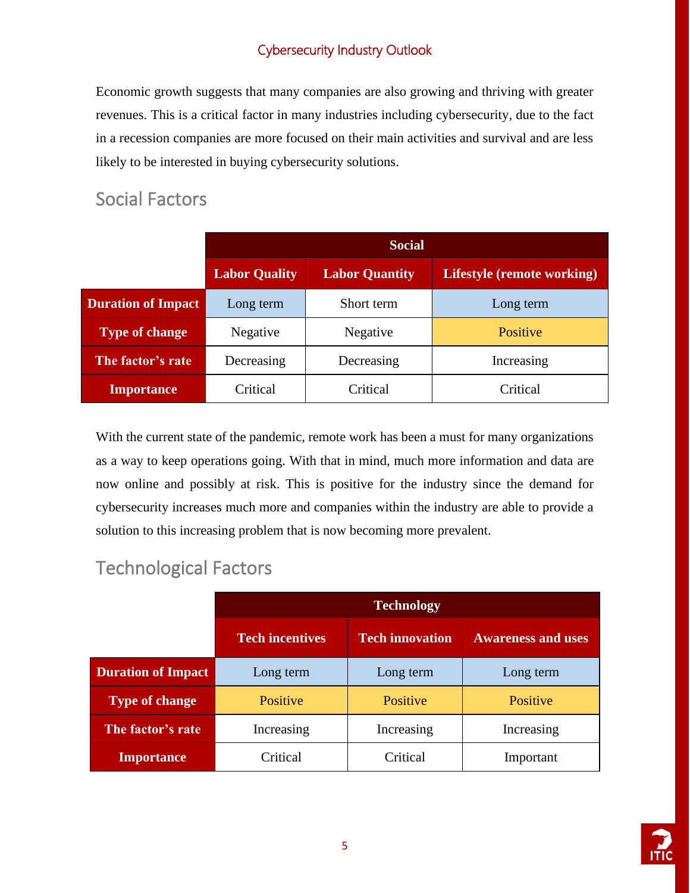Economic growth suggests that many companies are also growing and thriving with greater revenues. This is a critical factor in many industries including cybersecurity, due to the fact in a recession companies are more focused on their main activities and survival and are less likely to be interested in buying cybersecurity solutions.

## Social Factors

| | Social | | |
|---|---|---|---|
| | **Labor Quality** | **Labor Quantity** | **Lifestyle (remote working)** |
| **Duration of Impact** | Long term | Short term | Long term |
| **Type of change** | Negative | Negative | Positive |
| **The factor's rate** | Decreasing | Decreasing | Increasing |
| **Importance** | Critical | Critical | Critical |

With the current state of the pandemic, remote work has been a must for many organizations as a way to keep operations going. With that in mind, much more information and data are now online and possibly at risk. This is positive for the industry since the demand for cybersecurity increases much more and companies within the industry are able to provide a solution to this increasing problem that is now becoming more prevalent.

## Technological Factors

| | Technology | | |
|---|---|---|---|
| | **Tech incentives** | **Tech innovation** | **Awareness and uses** |
| **Duration of Impact** | Long term | Long term | Long term |
| **Type of change** | Positive | Positive | Positive |
| **The factor's rate** | Increasing | Increasing | Increasing |
| **Importance** | Critical | Critical | Important |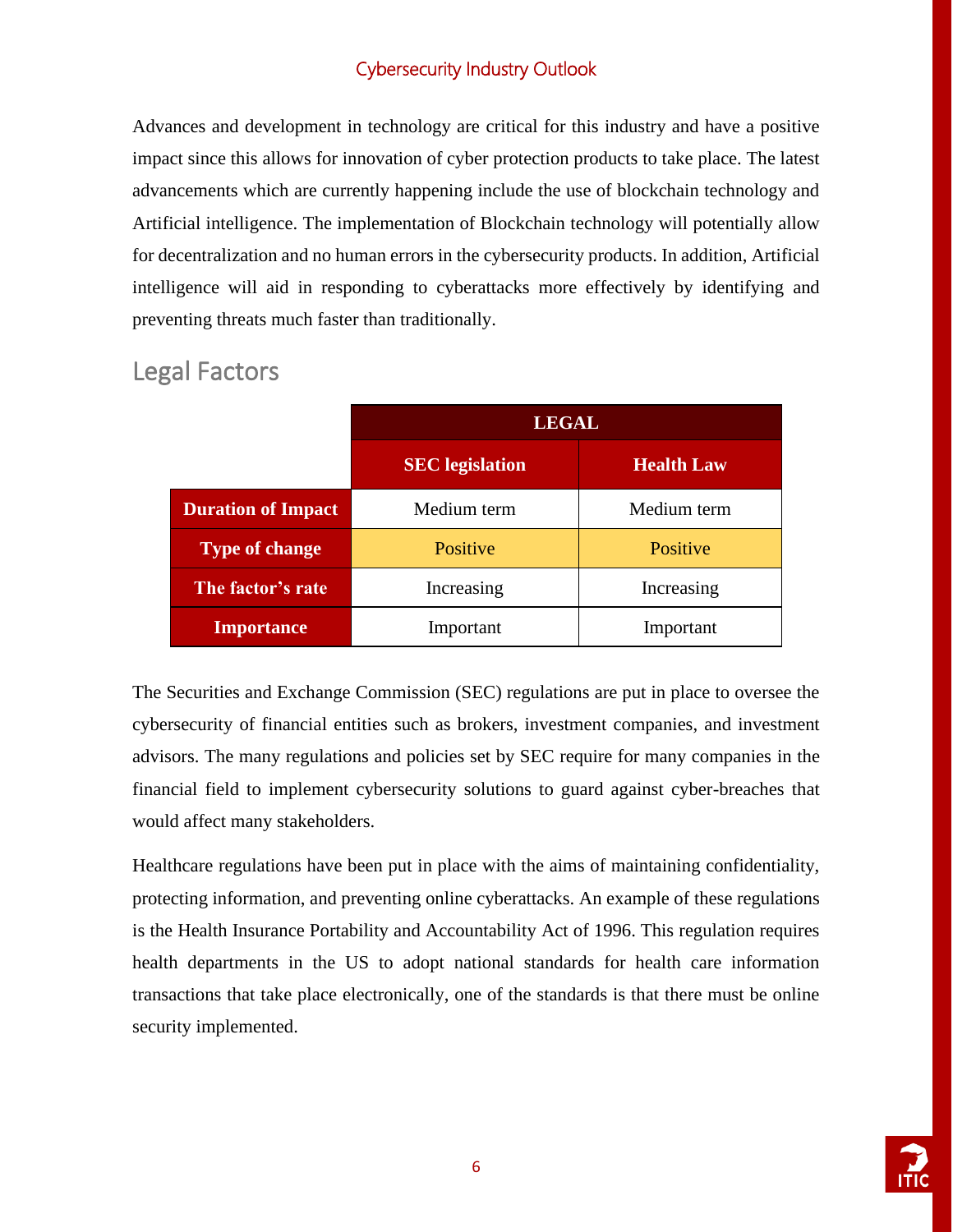Advances and development in technology are critical for this industry and have a positive impact since this allows for innovation of cyber protection products to take place. The latest advancements which are currently happening include the use of blockchain technology and Artificial intelligence. The implementation of Blockchain technology will potentially allow for decentralization and no human errors in the cybersecurity products. In addition, Artificial intelligence will aid in responding to cyberattacks more effectively by identifying and preventing threats much faster than traditionally.

## Legal Factors

| | LEGAL | |
|---|---|---|
| | **SEC legislation** | **Health Law** |
| **Duration of Impact** | Medium term | Medium term |
| **Type of change** | Positive | Positive |
| **The factor's rate** | Increasing | Increasing |
| **Importance** | Important | Important |

The Securities and Exchange Commission (SEC) regulations are put in place to oversee the cybersecurity of financial entities such as brokers, investment companies, and investment advisors. The many regulations and policies set by SEC require for many companies in the financial field to implement cybersecurity solutions to guard against cyber-breaches that would affect many stakeholders.

Healthcare regulations have been put in place with the aims of maintaining confidentiality, protecting information, and preventing online cyberattacks. An example of these regulations is the Health Insurance Portability and Accountability Act of 1996. This regulation requires health departments in the US to adopt national standards for health care information transactions that take place electronically, one of the standards is that there must be online security implemented.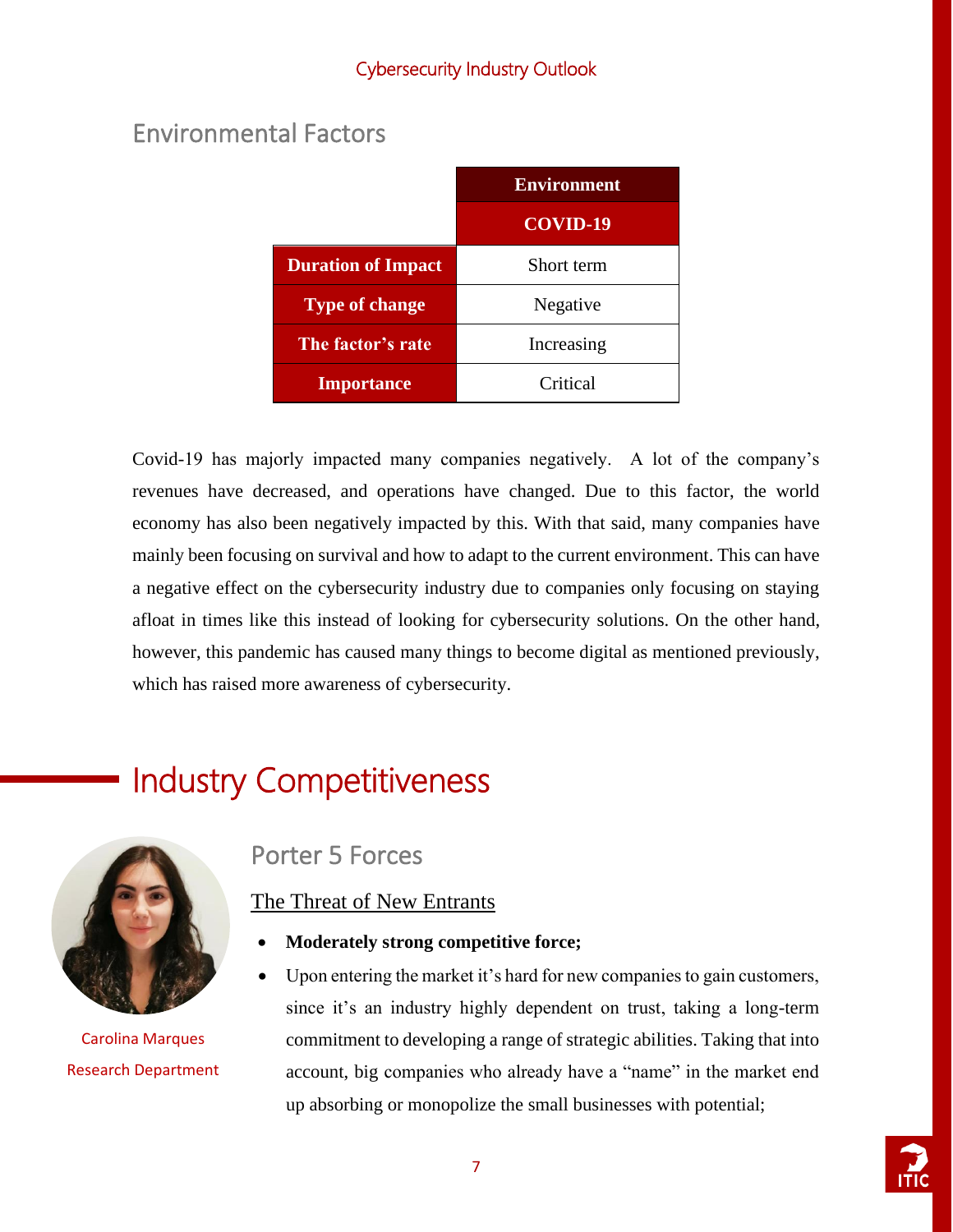## Environmental Factors

| | Environment |
|---|---|
| | **COVID-19** |
| **Duration of Impact** | Short term |
| **Type of change** | Negative |
| **The factor's rate** | Increasing |
| **Importance** | Critical |

Covid-19 has majorly impacted many companies negatively. A lot of the company's revenues have decreased, and operations have changed. Due to this factor, the world economy has also been negatively impacted by this. With that said, many companies have mainly been focusing on survival and how to adapt to the current environment. This can have a negative effect on the cybersecurity industry due to companies only focusing on staying afloat in times like this instead of looking for cybersecurity solutions. On the other hand, however, this pandemic has caused many things to become digital as mentioned previously, which has raised more awareness of cybersecurity.

# Industry Competitiveness

Carolina Marques
Research Department

## Porter 5 Forces

### The Threat of New Entrants

- **Moderately strong competitive force;**
- Upon entering the market it's hard for new companies to gain customers, since it's an industry highly dependent on trust, taking a long-term commitment to developing a range of strategic abilities. Taking that into account, big companies who already have a "name" in the market end up absorbing or monopolize the small businesses with potential;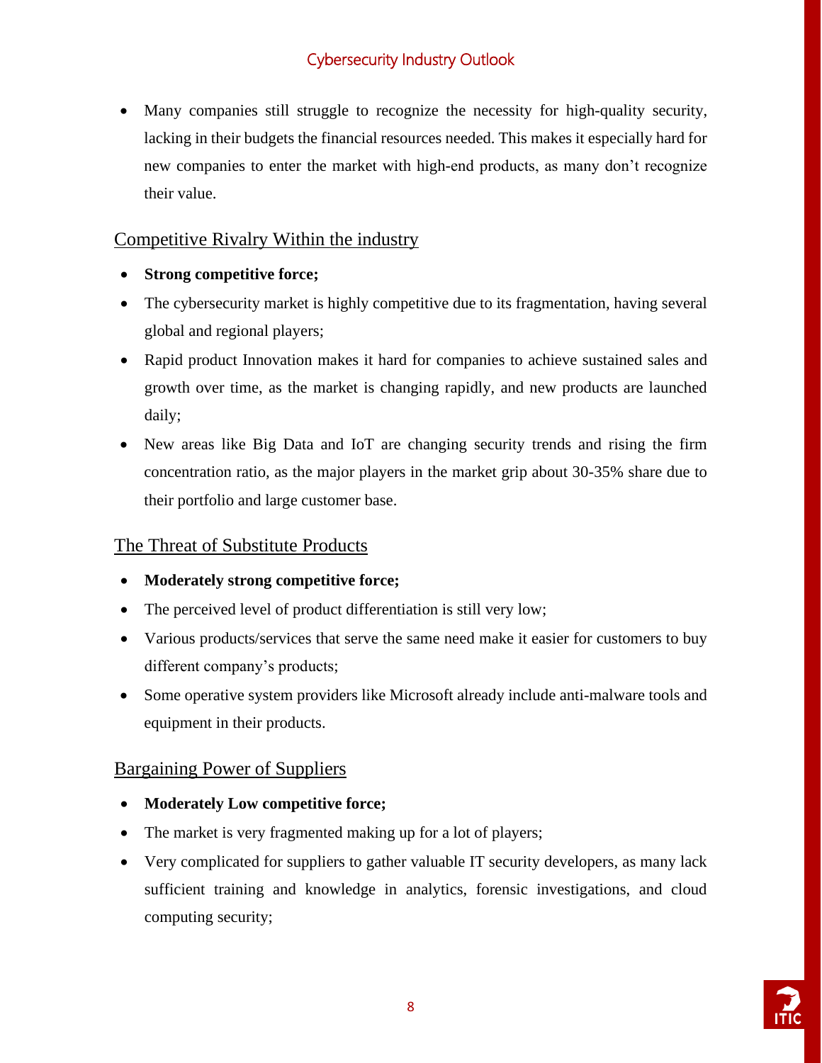- Many companies still struggle to recognize the necessity for high-quality security, lacking in their budgets the financial resources needed. This makes it especially hard for new companies to enter the market with high-end products, as many don't recognize their value.

## Competitive Rivalry Within the industry

- **Strong competitive force;**
- The cybersecurity market is highly competitive due to its fragmentation, having several global and regional players;
- Rapid product Innovation makes it hard for companies to achieve sustained sales and growth over time, as the market is changing rapidly, and new products are launched daily;
- New areas like Big Data and IoT are changing security trends and rising the firm concentration ratio, as the major players in the market grip about 30-35% share due to their portfolio and large customer base.

## The Threat of Substitute Products

- **Moderately strong competitive force;**
- The perceived level of product differentiation is still very low;
- Various products/services that serve the same need make it easier for customers to buy different company's products;
- Some operative system providers like Microsoft already include anti-malware tools and equipment in their products.

## Bargaining Power of Suppliers

- **Moderately Low competitive force;**
- The market is very fragmented making up for a lot of players;
- Very complicated for suppliers to gather valuable IT security developers, as many lack sufficient training and knowledge in analytics, forensic investigations, and cloud computing security;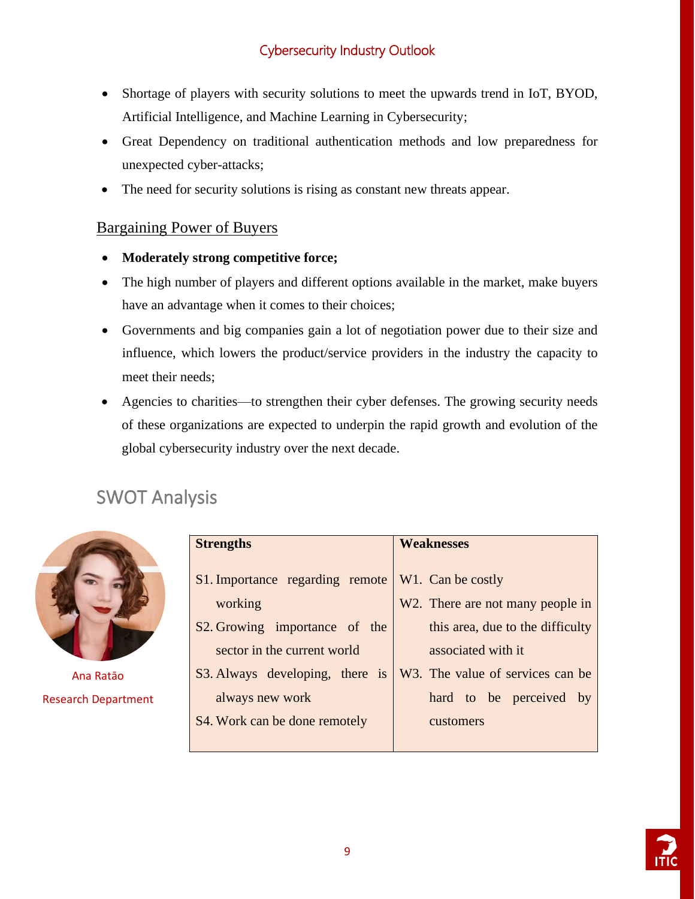- Shortage of players with security solutions to meet the upwards trend in IoT, BYOD, Artificial Intelligence, and Machine Learning in Cybersecurity;
- Great Dependency on traditional authentication methods and low preparedness for unexpected cyber-attacks;
- The need for security solutions is rising as constant new threats appear.

### Bargaining Power of Buyers

- **Moderately strong competitive force;**
- The high number of players and different options available in the market, make buyers have an advantage when it comes to their choices;
- Governments and big companies gain a lot of negotiation power due to their size and influence, which lowers the product/service providers in the industry the capacity to meet their needs;
- Agencies to charities—to strengthen their cyber defenses. The growing security needs of these organizations are expected to underpin the rapid growth and evolution of the global cybersecurity industry over the next decade.

## SWOT Analysis

Ana Ratão
Research Department

| **Strengths** | **Weaknesses** |
|---|---|
| S1. Importance regarding remote working<br>S2. Growing importance of the sector in the current world<br>S3. Always developing, there is always new work<br>S4. Work can be done remotely | W1. Can be costly<br>W2. There are not many people in this area, due to the difficulty associated with it<br>W3. The value of services can be hard to be perceived by customers |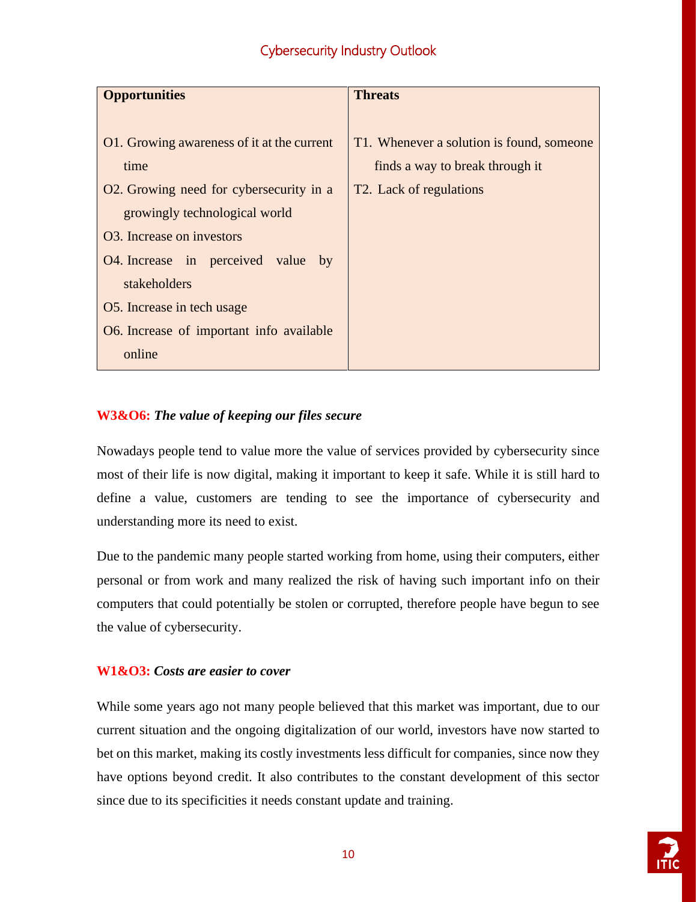| Opportunities | Threats |
|---|---|
| O1. Growing awareness of it at the current time<br>O2. Growing need for cybersecurity in a growingly technological world<br>O3. Increase on investors<br>O4. Increase in perceived value by stakeholders<br>O5. Increase in tech usage<br>O6. Increase of important info available online | T1. Whenever a solution is found, someone finds a way to break through it<br>T2. Lack of regulations |

**W3&O6:** ***The value of keeping our files secure***

Nowadays people tend to value more the value of services provided by cybersecurity since most of their life is now digital, making it important to keep it safe. While it is still hard to define a value, customers are tending to see the importance of cybersecurity and understanding more its need to exist.

Due to the pandemic many people started working from home, using their computers, either personal or from work and many realized the risk of having such important info on their computers that could potentially be stolen or corrupted, therefore people have begun to see the value of cybersecurity.

**W1&O3:** ***Costs are easier to cover***

While some years ago not many people believed that this market was important, due to our current situation and the ongoing digitalization of our world, investors have now started to bet on this market, making its costly investments less difficult for companies, since now they have options beyond credit. It also contributes to the constant development of this sector since due to its specificities it needs constant update and training.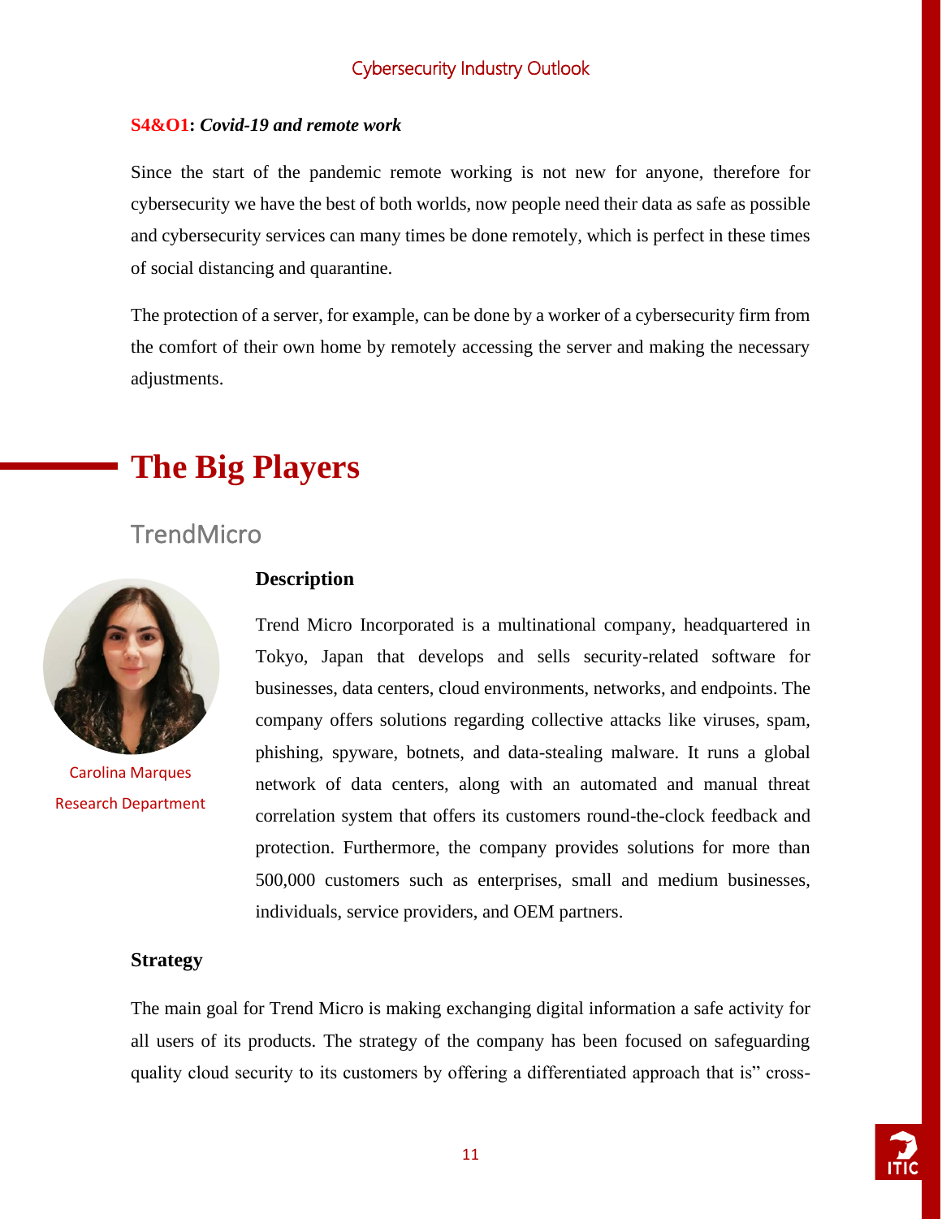**S4&O1:** ***Covid-19 and remote work***

Since the start of the pandemic remote working is not new for anyone, therefore for cybersecurity we have the best of both worlds, now people need their data as safe as possible and cybersecurity services can many times be done remotely, which is perfect in these times of social distancing and quarantine.

The protection of a server, for example, can be done by a worker of a cybersecurity firm from the comfort of their own home by remotely accessing the server and making the necessary adjustments.

# The Big Players

## TrendMicro

Carolina Marques
Research Department

**Description**

Trend Micro Incorporated is a multinational company, headquartered in Tokyo, Japan that develops and sells security-related software for businesses, data centers, cloud environments, networks, and endpoints. The company offers solutions regarding collective attacks like viruses, spam, phishing, spyware, botnets, and data-stealing malware. It runs a global network of data centers, along with an automated and manual threat correlation system that offers its customers round-the-clock feedback and protection. Furthermore, the company provides solutions for more than 500,000 customers such as enterprises, small and medium businesses, individuals, service providers, and OEM partners.

**Strategy**

The main goal for Trend Micro is making exchanging digital information a safe activity for all users of its products. The strategy of the company has been focused on safeguarding quality cloud security to its customers by offering a differentiated approach that is" cross-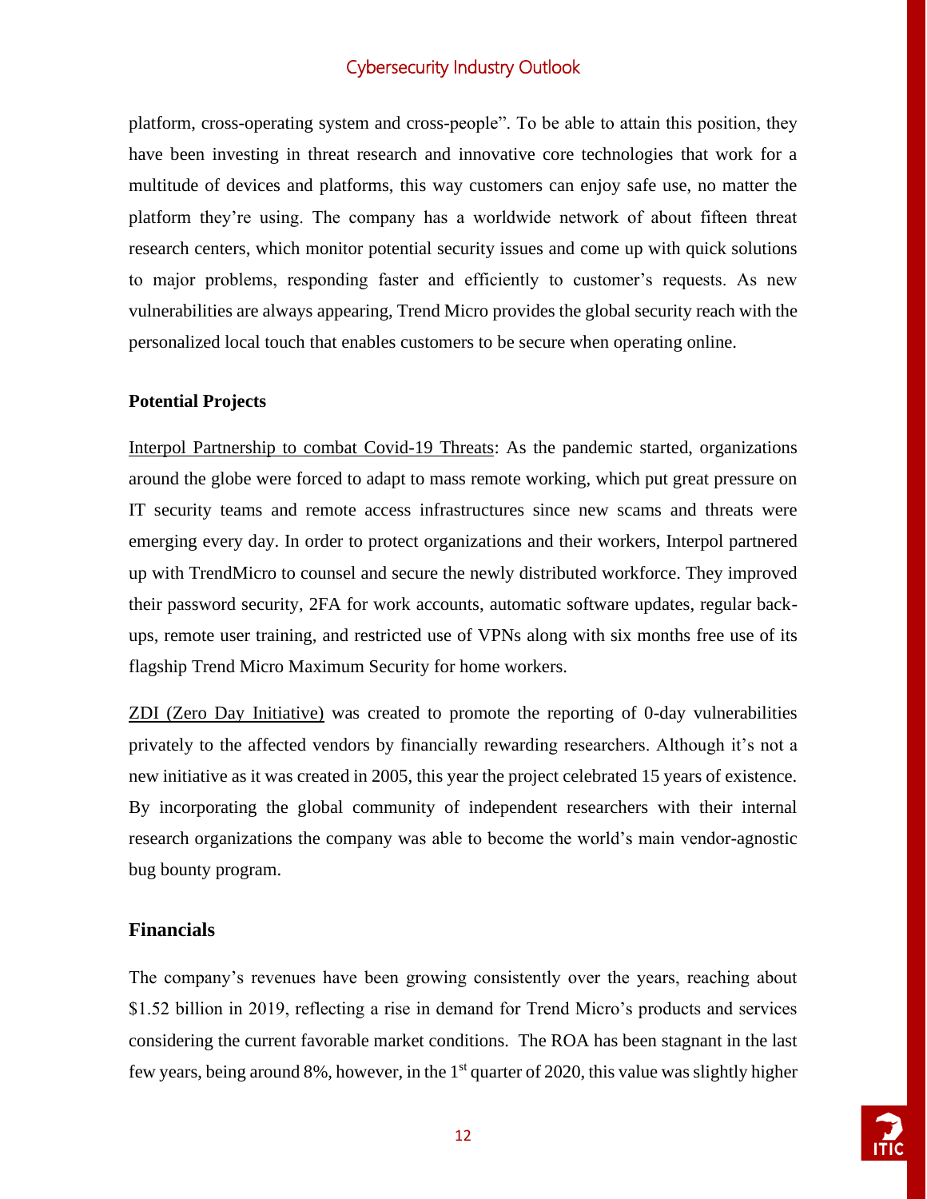platform, cross-operating system and cross-people". To be able to attain this position, they have been investing in threat research and innovative core technologies that work for a multitude of devices and platforms, this way customers can enjoy safe use, no matter the platform they're using. The company has a worldwide network of about fifteen threat research centers, which monitor potential security issues and come up with quick solutions to major problems, responding faster and efficiently to customer's requests. As new vulnerabilities are always appearing, Trend Micro provides the global security reach with the personalized local touch that enables customers to be secure when operating online.

**Potential Projects**

Interpol Partnership to combat Covid-19 Threats: As the pandemic started, organizations around the globe were forced to adapt to mass remote working, which put great pressure on IT security teams and remote access infrastructures since new scams and threats were emerging every day. In order to protect organizations and their workers, Interpol partnered up with TrendMicro to counsel and secure the newly distributed workforce. They improved their password security, 2FA for work accounts, automatic software updates, regular back-ups, remote user training, and restricted use of VPNs along with six months free use of its flagship Trend Micro Maximum Security for home workers.

ZDI (Zero Day Initiative) was created to promote the reporting of 0-day vulnerabilities privately to the affected vendors by financially rewarding researchers. Although it's not a new initiative as it was created in 2005, this year the project celebrated 15 years of existence. By incorporating the global community of independent researchers with their internal research organizations the company was able to become the world's main vendor-agnostic bug bounty program.

## Financials

The company's revenues have been growing consistently over the years, reaching about $1.52 billion in 2019, reflecting a rise in demand for Trend Micro's products and services considering the current favorable market conditions. The ROA has been stagnant in the last few years, being around 8%, however, in the 1st quarter of 2020, this value was slightly higher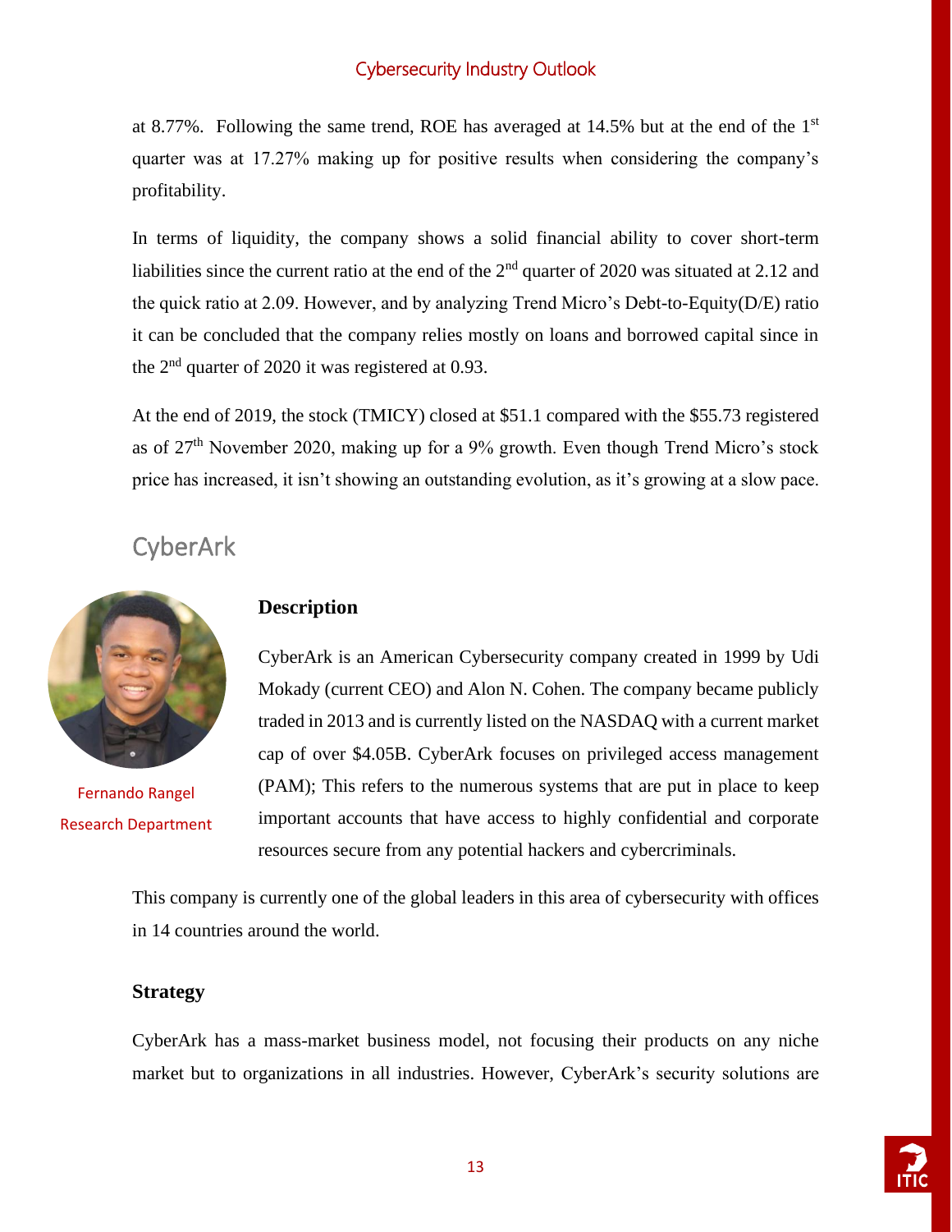at 8.77%. Following the same trend, ROE has averaged at 14.5% but at the end of the 1st quarter was at 17.27% making up for positive results when considering the company's profitability.

In terms of liquidity, the company shows a solid financial ability to cover short-term liabilities since the current ratio at the end of the 2nd quarter of 2020 was situated at 2.12 and the quick ratio at 2.09. However, and by analyzing Trend Micro's Debt-to-Equity(D/E) ratio it can be concluded that the company relies mostly on loans and borrowed capital since in the 2nd quarter of 2020 it was registered at 0.93.

At the end of 2019, the stock (TMICY) closed at $51.1 compared with the $55.73 registered as of 27th November 2020, making up for a 9% growth. Even though Trend Micro's stock price has increased, it isn't showing an outstanding evolution, as it's growing at a slow pace.

## CyberArk

Fernando Rangel
Research Department

### Description

CyberArk is an American Cybersecurity company created in 1999 by Udi Mokady (current CEO) and Alon N. Cohen. The company became publicly traded in 2013 and is currently listed on the NASDAQ with a current market cap of over $4.05B. CyberArk focuses on privileged access management (PAM); This refers to the numerous systems that are put in place to keep important accounts that have access to highly confidential and corporate resources secure from any potential hackers and cybercriminals.

This company is currently one of the global leaders in this area of cybersecurity with offices in 14 countries around the world.

### Strategy

CyberArk has a mass-market business model, not focusing their products on any niche market but to organizations in all industries. However, CyberArk's security solutions are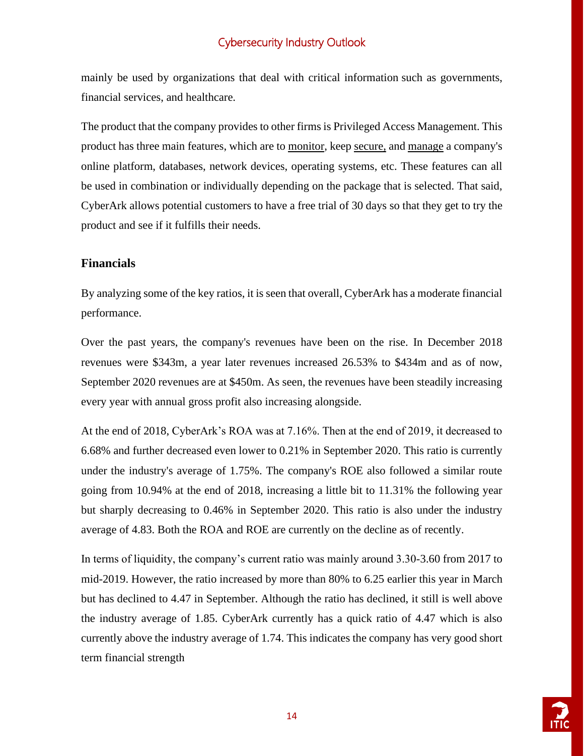mainly be used by organizations that deal with critical information such as governments, financial services, and healthcare.

The product that the company provides to other firms is Privileged Access Management. This product has three main features, which are to monitor, keep secure, and manage a company's online platform, databases, network devices, operating systems, etc. These features can all be used in combination or individually depending on the package that is selected. That said, CyberArk allows potential customers to have a free trial of 30 days so that they get to try the product and see if it fulfills their needs.

### Financials

By analyzing some of the key ratios, it is seen that overall, CyberArk has a moderate financial performance.

Over the past years, the company's revenues have been on the rise. In December 2018 revenues were $343m, a year later revenues increased 26.53% to $434m and as of now, September 2020 revenues are at $450m. As seen, the revenues have been steadily increasing every year with annual gross profit also increasing alongside.

At the end of 2018, CyberArk's ROA was at 7.16%. Then at the end of 2019, it decreased to 6.68% and further decreased even lower to 0.21% in September 2020. This ratio is currently under the industry's average of 1.75%. The company's ROE also followed a similar route going from 10.94% at the end of 2018, increasing a little bit to 11.31% the following year but sharply decreasing to 0.46% in September 2020. This ratio is also under the industry average of 4.83. Both the ROA and ROE are currently on the decline as of recently.

In terms of liquidity, the company's current ratio was mainly around 3.30-3.60 from 2017 to mid-2019. However, the ratio increased by more than 80% to 6.25 earlier this year in March but has declined to 4.47 in September. Although the ratio has declined, it still is well above the industry average of 1.85. CyberArk currently has a quick ratio of 4.47 which is also currently above the industry average of 1.74. This indicates the company has very good short term financial strength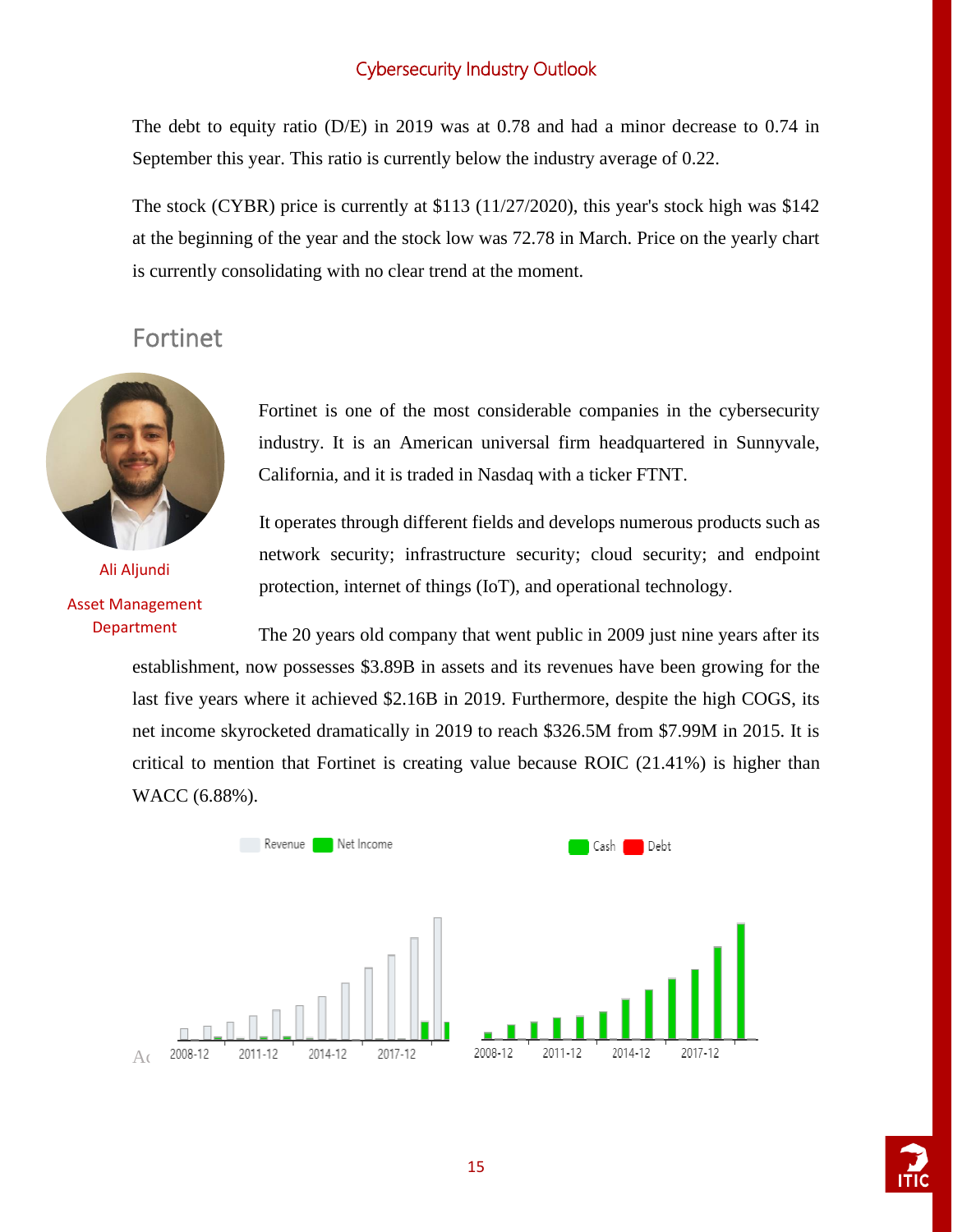The debt to equity ratio (D/E) in 2019 was at 0.78 and had a minor decrease to 0.74 in September this year. This ratio is currently below the industry average of 0.22.

The stock (CYBR) price is currently at $113 (11/27/2020), this year's stock high was $142 at the beginning of the year and the stock low was 72.78 in March. Price on the yearly chart is currently consolidating with no clear trend at the moment.

## Fortinet

Ali Aljundi

Asset Management Department

Fortinet is one of the most considerable companies in the cybersecurity industry. It is an American universal firm headquartered in Sunnyvale, California, and it is traded in Nasdaq with a ticker FTNT.

It operates through different fields and develops numerous products such as network security; infrastructure security; cloud security; and endpoint protection, internet of things (IoT), and operational technology.

The 20 years old company that went public in 2009 just nine years after its establishment, now possesses $3.89B in assets and its revenues have been growing for the last five years where it achieved $2.16B in 2019. Furthermore, despite the high COGS, its net income skyrocketed dramatically in 2019 to reach $326.5M from $7.99M in 2015. It is critical to mention that Fortinet is creating value because ROIC (21.41%) is higher than WACC (6.88%).

Revenue Net Income

2008-12 2011-12 2014-12 2017-12

Cash Debt

2008-12 2011-12 2014-12 2017-12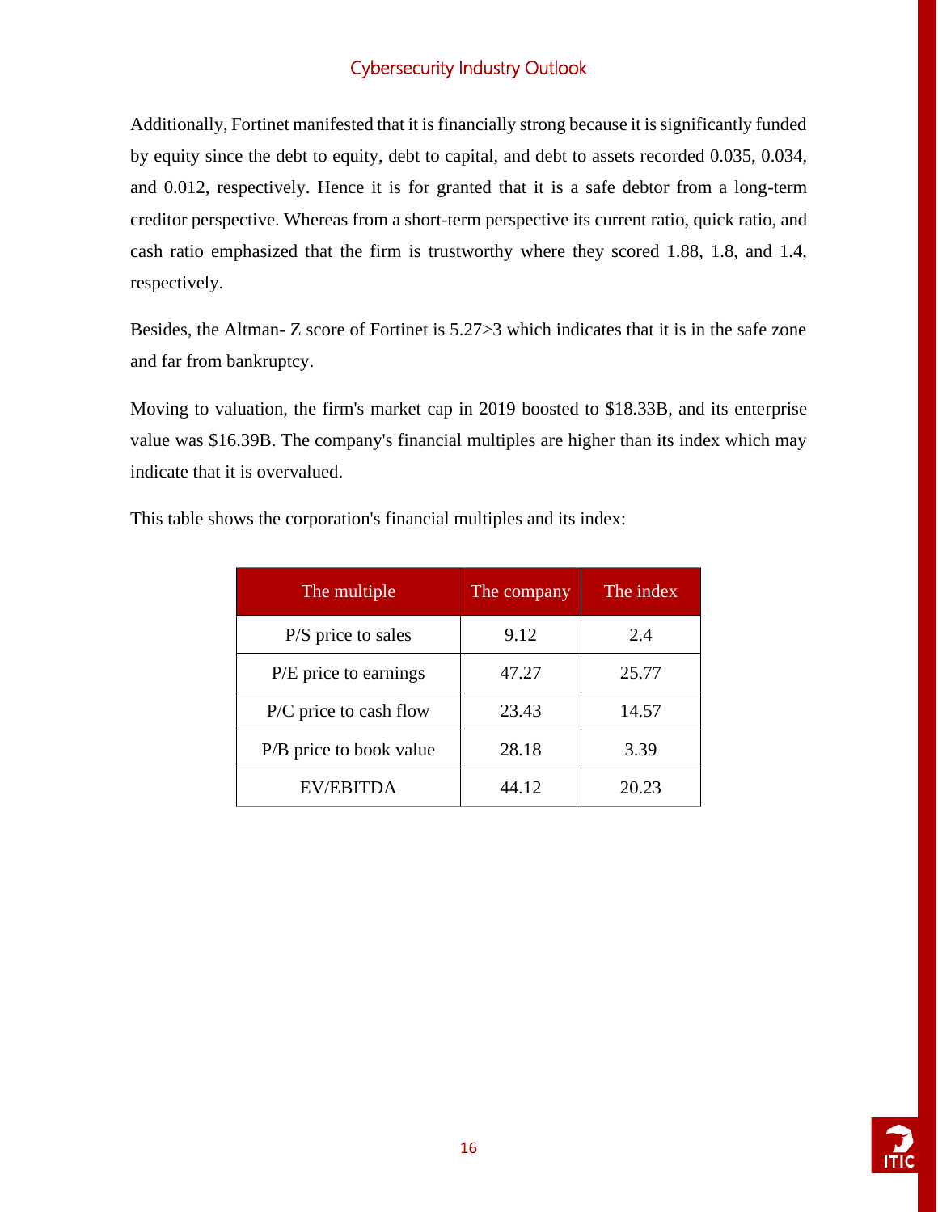Additionally, Fortinet manifested that it is financially strong because it is significantly funded by equity since the debt to equity, debt to capital, and debt to assets recorded 0.035, 0.034, and 0.012, respectively. Hence it is for granted that it is a safe debtor from a long-term creditor perspective. Whereas from a short-term perspective its current ratio, quick ratio, and cash ratio emphasized that the firm is trustworthy where they scored 1.88, 1.8, and 1.4, respectively.

Besides, the Altman- Z score of Fortinet is 5.27>3 which indicates that it is in the safe zone and far from bankruptcy.

Moving to valuation, the firm's market cap in 2019 boosted to $18.33B, and its enterprise value was $16.39B. The company's financial multiples are higher than its index which may indicate that it is overvalued.

This table shows the corporation's financial multiples and its index:

| The multiple | The company | The index |
|---|---|---|
| P/S price to sales | 9.12 | 2.4 |
| P/E price to earnings | 47.27 | 25.77 |
| P/C price to cash flow | 23.43 | 14.57 |
| P/B price to book value | 28.18 | 3.39 |
| EV/EBITDA | 44.12 | 20.23 |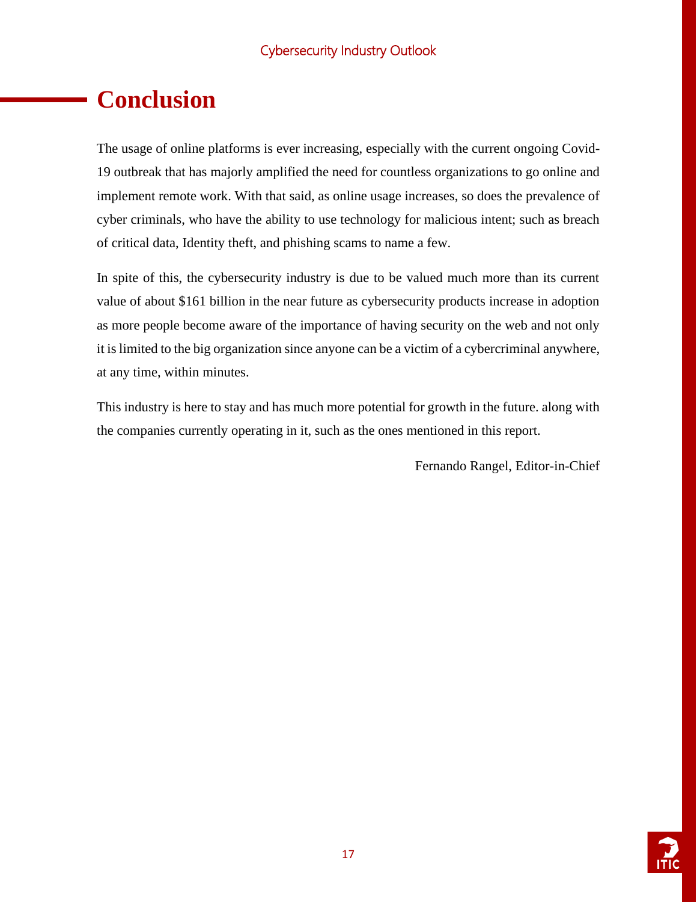# Conclusion

The usage of online platforms is ever increasing, especially with the current ongoing Covid-19 outbreak that has majorly amplified the need for countless organizations to go online and implement remote work. With that said, as online usage increases, so does the prevalence of cyber criminals, who have the ability to use technology for malicious intent; such as breach of critical data, Identity theft, and phishing scams to name a few.

In spite of this, the cybersecurity industry is due to be valued much more than its current value of about $161 billion in the near future as cybersecurity products increase in adoption as more people become aware of the importance of having security on the web and not only it is limited to the big organization since anyone can be a victim of a cybercriminal anywhere, at any time, within minutes.

This industry is here to stay and has much more potential for growth in the future. along with the companies currently operating in it, such as the ones mentioned in this report.

Fernando Rangel, Editor-in-Chief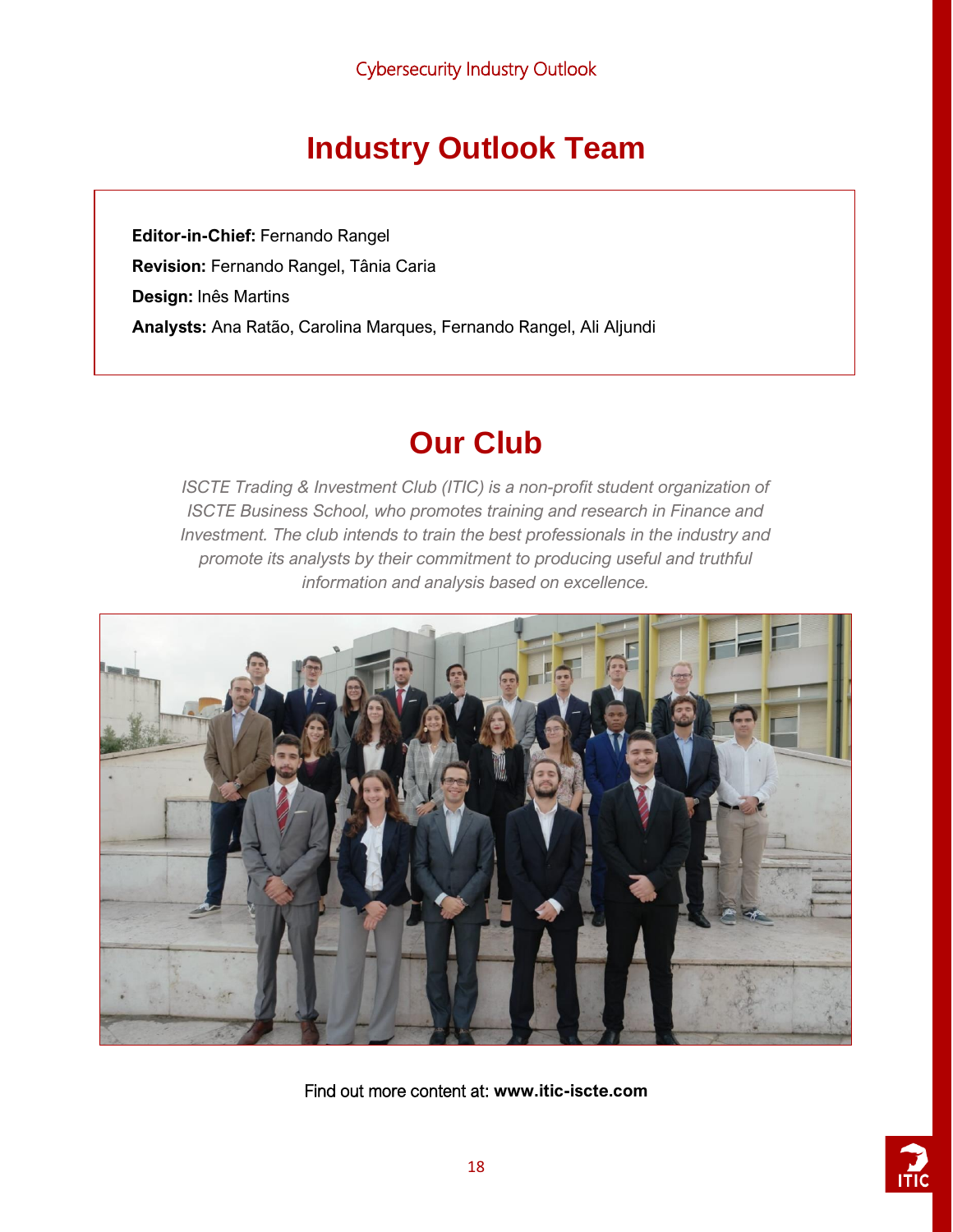# Industry Outlook Team

**Editor-in-Chief:** Fernando Rangel

**Revision:** Fernando Rangel, Tânia Caria

**Design:** Inês Martins

**Analysts:** Ana Ratão, Carolina Marques, Fernando Rangel, Ali Aljundi

# Our Club

*ISCTE Trading & Investment Club (ITIC) is a non-profit student organization of ISCTE Business School, who promotes training and research in Finance and Investment. The club intends to train the best professionals in the industry and promote its analysts by their commitment to producing useful and truthful information and analysis based on excellence.*

Find out more content at: **www.itic-iscte.com**